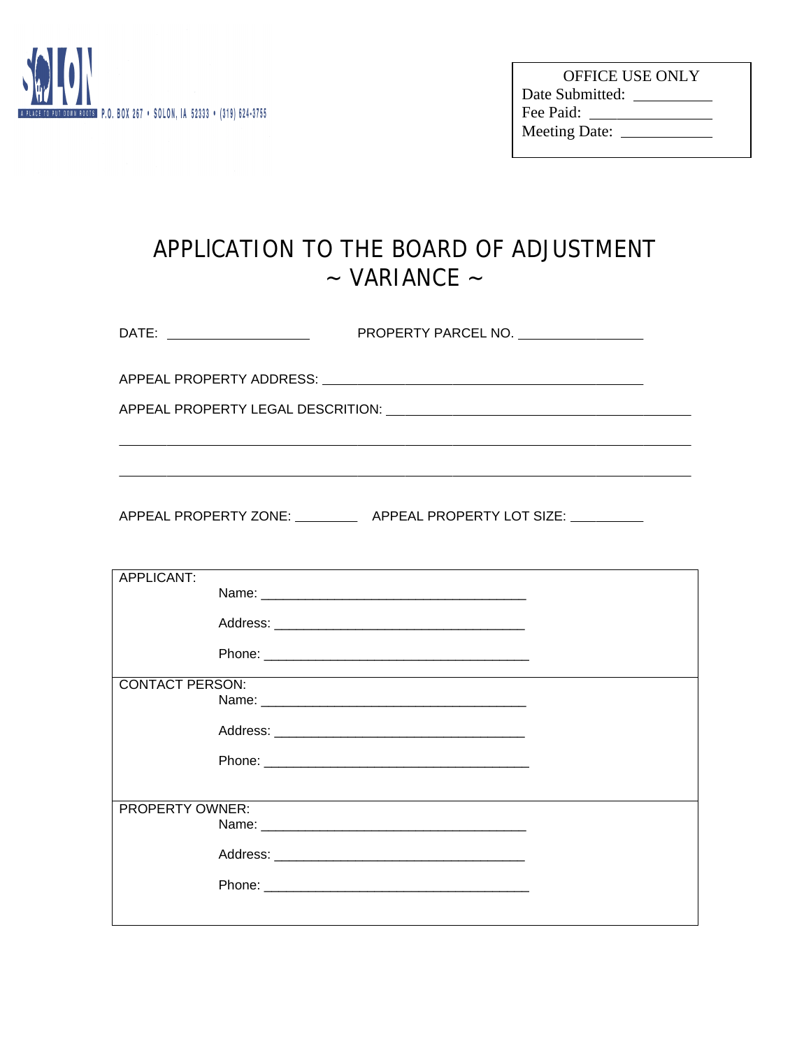A PLACE TO PUT DOWN ROOTS P.O. BOX 267 • SOLON, IA 52333 • (319) 624-3755

| OFFICE USE ONLY |
| --- |
| Date Submitted: __________ |
| Fee Paid: ______________ |
| Meeting Date: ___________ |

# APPLICATION TO THE BOARD OF ADJUSTMENT
## ~ VARIANCE ~

DATE: ____________________ PROPERTY PARCEL NO. _________________

APPEAL PROPERTY ADDRESS: ______________________________________________

APPEAL PROPERTY LEGAL DESCRITION: ___________________________________________

_______________________________________________________________________________

_______________________________________________________________________________

APPEAL PROPERTY ZONE: _________ APPEAL PROPERTY LOT SIZE: __________

APPLICANT:

Name: _____________________________________

Address: ___________________________________

Phone: _____________________________________

CONTACT PERSON:

Name: _____________________________________

Address: ___________________________________

Phone: _____________________________________

PROPERTY OWNER:

Name: _____________________________________

Address: ___________________________________

Phone: _____________________________________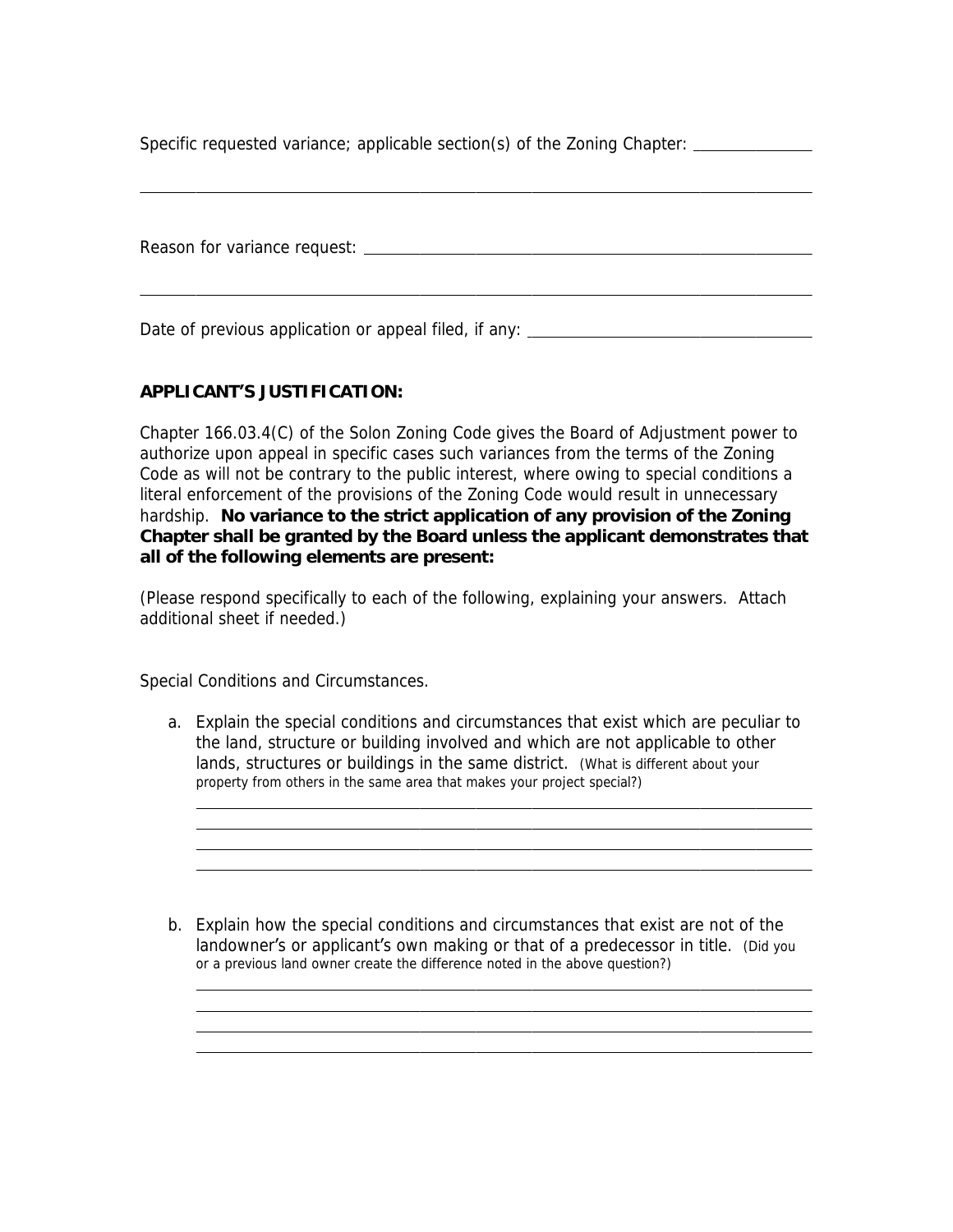Specific requested variance; applicable section(s) of the Zoning Chapter: ______________

_______________________________________________________________________________

Reason for variance request: _______________________________________________________

_______________________________________________________________________________

Date of previous application or appeal filed, if any: ___________________________________

**APPLICANT'S JUSTIFICATION:**

Chapter 166.03.4(C) of the Solon Zoning Code gives the Board of Adjustment power to authorize upon appeal in specific cases such variances from the terms of the Zoning Code as will not be contrary to the public interest, where owing to special conditions a literal enforcement of the provisions of the Zoning Code would result in unnecessary hardship. **No variance to the strict application of any provision of the Zoning Chapter shall be granted by the Board unless the applicant demonstrates that all of the following elements are present:**

(Please respond specifically to each of the following, explaining your answers. Attach additional sheet if needed.)

Special Conditions and Circumstances.

a. Explain the special conditions and circumstances that exist which are peculiar to the land, structure or building involved and which are not applicable to other lands, structures or buildings in the same district. (What is different about your property from others in the same area that makes your project special?)

   _______________________________________________________________________________
   _______________________________________________________________________________
   _______________________________________________________________________________
   _______________________________________________________________________________

b. Explain how the special conditions and circumstances that exist are not of the landowner's or applicant's own making or that of a predecessor in title. (Did you or a previous land owner create the difference noted in the above question?)

   _______________________________________________________________________________
   _______________________________________________________________________________
   _______________________________________________________________________________
   _______________________________________________________________________________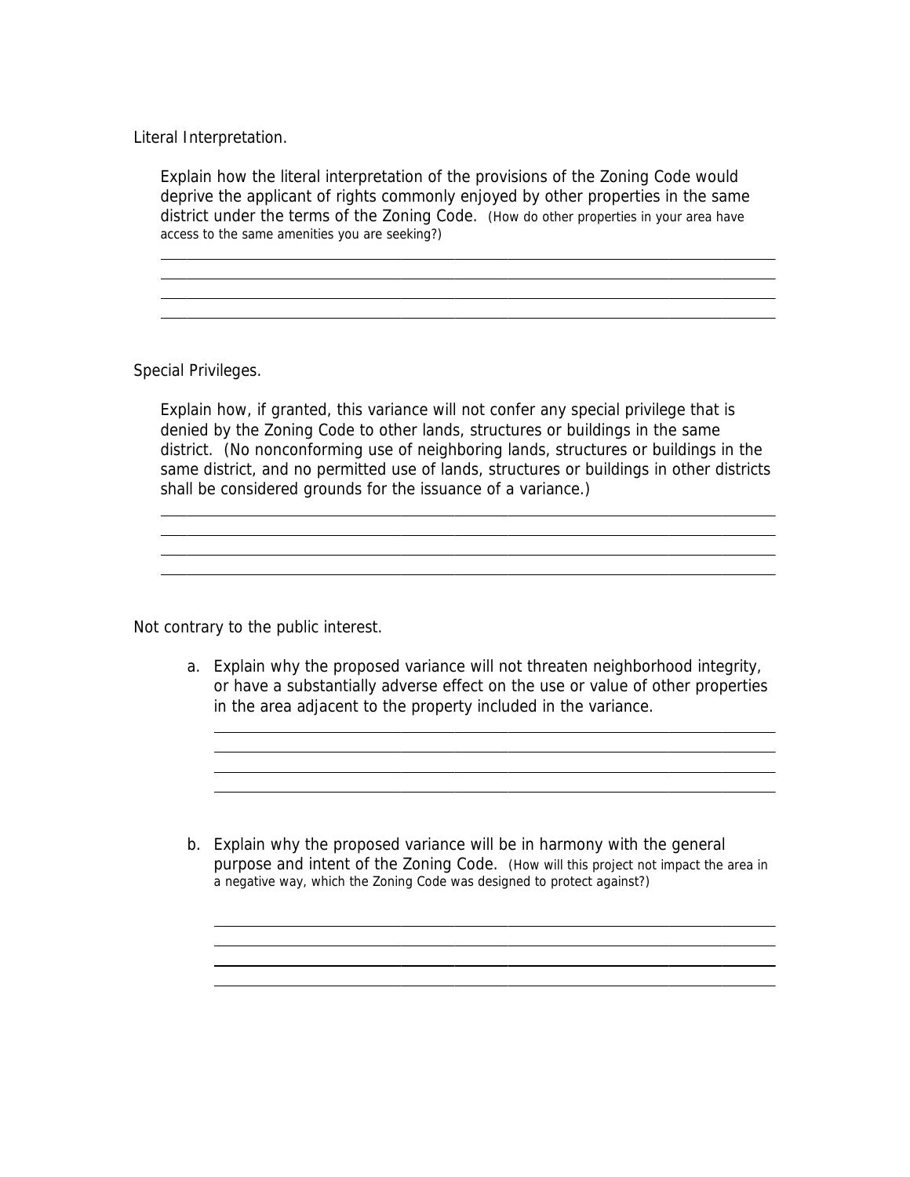Literal Interpretation.

Explain how the literal interpretation of the provisions of the Zoning Code would deprive the applicant of rights commonly enjoyed by other properties in the same district under the terms of the Zoning Code. (How do other properties in your area have access to the same amenities you are seeking?)

\_\_\_\_\_\_\_\_\_\_\_\_\_\_\_\_\_\_\_\_\_\_\_\_\_\_\_\_\_\_\_\_\_\_\_\_\_\_\_\_\_\_\_\_\_\_\_\_\_\_\_\_\_\_\_\_\_\_\_\_\_\_\_\_\_\_\_\_\_\_\_\_\_\_\_\_

\_\_\_\_\_\_\_\_\_\_\_\_\_\_\_\_\_\_\_\_\_\_\_\_\_\_\_\_\_\_\_\_\_\_\_\_\_\_\_\_\_\_\_\_\_\_\_\_\_\_\_\_\_\_\_\_\_\_\_\_\_\_\_\_\_\_\_\_\_\_\_\_\_\_\_\_

\_\_\_\_\_\_\_\_\_\_\_\_\_\_\_\_\_\_\_\_\_\_\_\_\_\_\_\_\_\_\_\_\_\_\_\_\_\_\_\_\_\_\_\_\_\_\_\_\_\_\_\_\_\_\_\_\_\_\_\_\_\_\_\_\_\_\_\_\_\_\_\_\_\_\_\_

\_\_\_\_\_\_\_\_\_\_\_\_\_\_\_\_\_\_\_\_\_\_\_\_\_\_\_\_\_\_\_\_\_\_\_\_\_\_\_\_\_\_\_\_\_\_\_\_\_\_\_\_\_\_\_\_\_\_\_\_\_\_\_\_\_\_\_\_\_\_\_\_\_\_\_\_

Special Privileges.

Explain how, if granted, this variance will not confer any special privilege that is denied by the Zoning Code to other lands, structures or buildings in the same district. (No nonconforming use of neighboring lands, structures or buildings in the same district, and no permitted use of lands, structures or buildings in other districts shall be considered grounds for the issuance of a variance.)

\_\_\_\_\_\_\_\_\_\_\_\_\_\_\_\_\_\_\_\_\_\_\_\_\_\_\_\_\_\_\_\_\_\_\_\_\_\_\_\_\_\_\_\_\_\_\_\_\_\_\_\_\_\_\_\_\_\_\_\_\_\_\_\_\_\_\_\_\_\_\_\_\_\_\_\_

\_\_\_\_\_\_\_\_\_\_\_\_\_\_\_\_\_\_\_\_\_\_\_\_\_\_\_\_\_\_\_\_\_\_\_\_\_\_\_\_\_\_\_\_\_\_\_\_\_\_\_\_\_\_\_\_\_\_\_\_\_\_\_\_\_\_\_\_\_\_\_\_\_\_\_\_

\_\_\_\_\_\_\_\_\_\_\_\_\_\_\_\_\_\_\_\_\_\_\_\_\_\_\_\_\_\_\_\_\_\_\_\_\_\_\_\_\_\_\_\_\_\_\_\_\_\_\_\_\_\_\_\_\_\_\_\_\_\_\_\_\_\_\_\_\_\_\_\_\_\_\_\_

\_\_\_\_\_\_\_\_\_\_\_\_\_\_\_\_\_\_\_\_\_\_\_\_\_\_\_\_\_\_\_\_\_\_\_\_\_\_\_\_\_\_\_\_\_\_\_\_\_\_\_\_\_\_\_\_\_\_\_\_\_\_\_\_\_\_\_\_\_\_\_\_\_\_\_\_

Not contrary to the public interest.

a. Explain why the proposed variance will not threaten neighborhood integrity, or have a substantially adverse effect on the use or value of other properties in the area adjacent to the property included in the variance.

\_\_\_\_\_\_\_\_\_\_\_\_\_\_\_\_\_\_\_\_\_\_\_\_\_\_\_\_\_\_\_\_\_\_\_\_\_\_\_\_\_\_\_\_\_\_\_\_\_\_\_\_\_\_\_\_\_\_\_\_\_\_\_\_\_\_\_\_\_\_\_\_

\_\_\_\_\_\_\_\_\_\_\_\_\_\_\_\_\_\_\_\_\_\_\_\_\_\_\_\_\_\_\_\_\_\_\_\_\_\_\_\_\_\_\_\_\_\_\_\_\_\_\_\_\_\_\_\_\_\_\_\_\_\_\_\_\_\_\_\_\_\_\_\_

\_\_\_\_\_\_\_\_\_\_\_\_\_\_\_\_\_\_\_\_\_\_\_\_\_\_\_\_\_\_\_\_\_\_\_\_\_\_\_\_\_\_\_\_\_\_\_\_\_\_\_\_\_\_\_\_\_\_\_\_\_\_\_\_\_\_\_\_\_\_\_\_

\_\_\_\_\_\_\_\_\_\_\_\_\_\_\_\_\_\_\_\_\_\_\_\_\_\_\_\_\_\_\_\_\_\_\_\_\_\_\_\_\_\_\_\_\_\_\_\_\_\_\_\_\_\_\_\_\_\_\_\_\_\_\_\_\_\_\_\_\_\_\_\_

b. Explain why the proposed variance will be in harmony with the general purpose and intent of the Zoning Code. (How will this project not impact the area in a negative way, which the Zoning Code was designed to protect against?)

\_\_\_\_\_\_\_\_\_\_\_\_\_\_\_\_\_\_\_\_\_\_\_\_\_\_\_\_\_\_\_\_\_\_\_\_\_\_\_\_\_\_\_\_\_\_\_\_\_\_\_\_\_\_\_\_\_\_\_\_\_\_\_\_\_\_\_\_\_\_\_\_

\_\_\_\_\_\_\_\_\_\_\_\_\_\_\_\_\_\_\_\_\_\_\_\_\_\_\_\_\_\_\_\_\_\_\_\_\_\_\_\_\_\_\_\_\_\_\_\_\_\_\_\_\_\_\_\_\_\_\_\_\_\_\_\_\_\_\_\_\_\_\_\_

\_\_\_\_\_\_\_\_\_\_\_\_\_\_\_\_\_\_\_\_\_\_\_\_\_\_\_\_\_\_\_\_\_\_\_\_\_\_\_\_\_\_\_\_\_\_\_\_\_\_\_\_\_\_\_\_\_\_\_\_\_\_\_\_\_\_\_\_\_\_\_\_

\_\_\_\_\_\_\_\_\_\_\_\_\_\_\_\_\_\_\_\_\_\_\_\_\_\_\_\_\_\_\_\_\_\_\_\_\_\_\_\_\_\_\_\_\_\_\_\_\_\_\_\_\_\_\_\_\_\_\_\_\_\_\_\_\_\_\_\_\_\_\_\_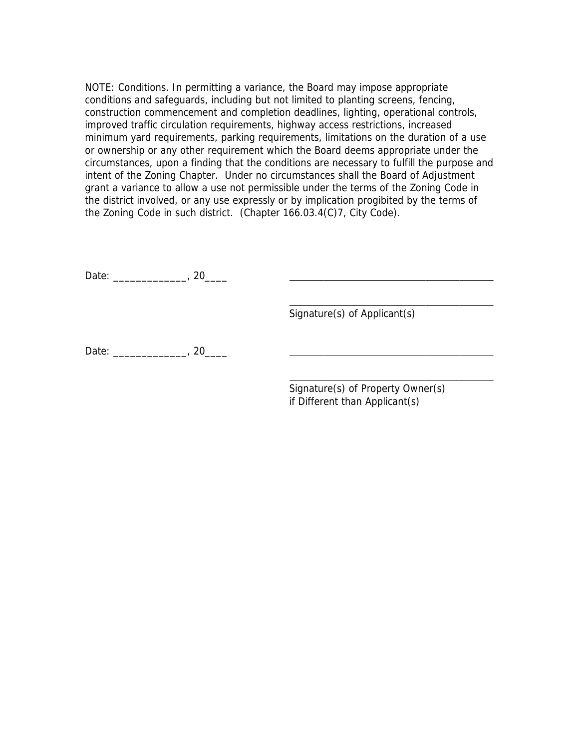NOTE: Conditions. In permitting a variance, the Board may impose appropriate conditions and safeguards, including but not limited to planting screens, fencing, construction commencement and completion deadlines, lighting, operational controls, improved traffic circulation requirements, highway access restrictions, increased minimum yard requirements, parking requirements, limitations on the duration of a use or ownership or any other requirement which the Board deems appropriate under the circumstances, upon a finding that the conditions are necessary to fulfill the purpose and intent of the Zoning Chapter.  Under no circumstances shall the Board of Adjustment grant a variance to allow a use not permissible under the terms of the Zoning Code in the district involved, or any use expressly or by implication progibited by the terms of the Zoning Code in such district.  (Chapter 166.03.4(C)7, City Code).

Date: _____________, 20____ ________________________________________

________________________________________
Signature(s) of Applicant(s)

Date: _____________, 20____ ________________________________________

________________________________________
Signature(s) of Property Owner(s)
if Different than Applicant(s)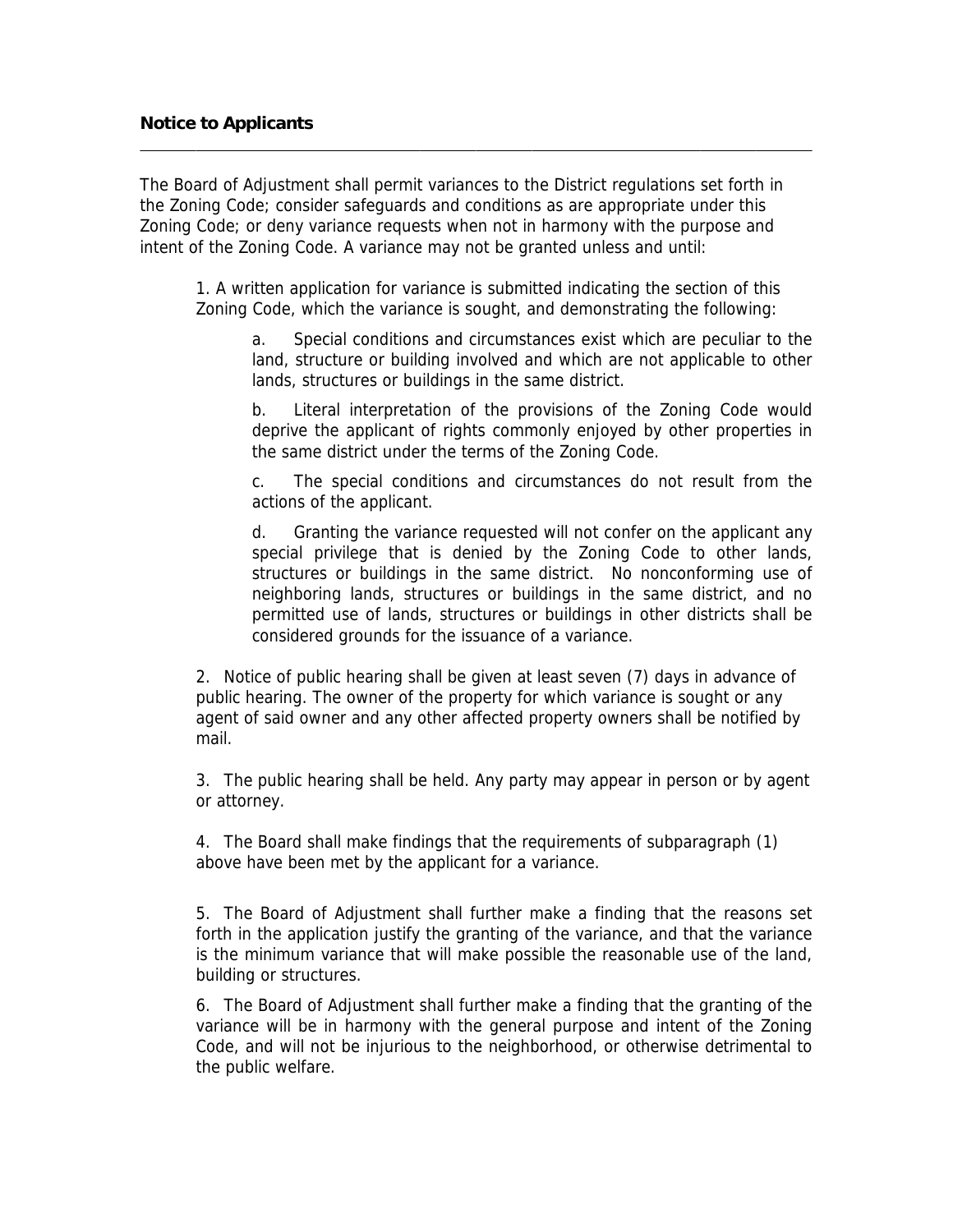**Notice to Applicants**

---

The Board of Adjustment shall permit variances to the District regulations set forth in the Zoning Code; consider safeguards and conditions as are appropriate under this Zoning Code; or deny variance requests when not in harmony with the purpose and intent of the Zoning Code. A variance may not be granted unless and until:

1. A written application for variance is submitted indicating the section of this Zoning Code, which the variance is sought, and demonstrating the following:

   a. Special conditions and circumstances exist which are peculiar to the land, structure or building involved and which are not applicable to other lands, structures or buildings in the same district.

   b. Literal interpretation of the provisions of the Zoning Code would deprive the applicant of rights commonly enjoyed by other properties in the same district under the terms of the Zoning Code.

   c. The special conditions and circumstances do not result from the actions of the applicant.

   d. Granting the variance requested will not confer on the applicant any special privilege that is denied by the Zoning Code to other lands, structures or buildings in the same district. No nonconforming use of neighboring lands, structures or buildings in the same district, and no permitted use of lands, structures or buildings in other districts shall be considered grounds for the issuance of a variance.

2. Notice of public hearing shall be given at least seven (7) days in advance of public hearing. The owner of the property for which variance is sought or any agent of said owner and any other affected property owners shall be notified by mail.

3. The public hearing shall be held. Any party may appear in person or by agent or attorney.

4. The Board shall make findings that the requirements of subparagraph (1) above have been met by the applicant for a variance.

5. The Board of Adjustment shall further make a finding that the reasons set forth in the application justify the granting of the variance, and that the variance is the minimum variance that will make possible the reasonable use of the land, building or structures.

6. The Board of Adjustment shall further make a finding that the granting of the variance will be in harmony with the general purpose and intent of the Zoning Code, and will not be injurious to the neighborhood, or otherwise detrimental to the public welfare.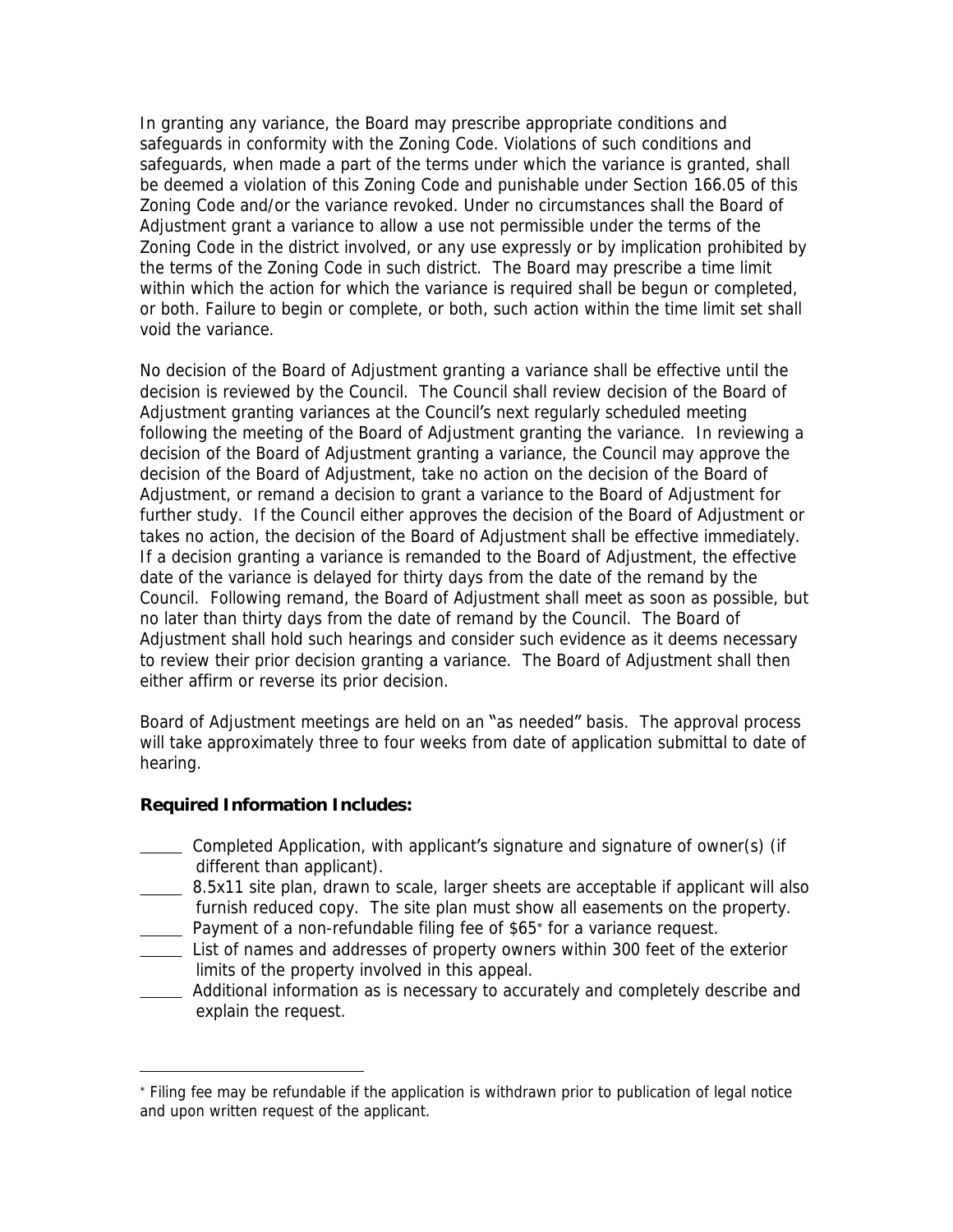In granting any variance, the Board may prescribe appropriate conditions and safeguards in conformity with the Zoning Code. Violations of such conditions and safeguards, when made a part of the terms under which the variance is granted, shall be deemed a violation of this Zoning Code and punishable under Section 166.05 of this Zoning Code and/or the variance revoked. Under no circumstances shall the Board of Adjustment grant a variance to allow a use not permissible under the terms of the Zoning Code in the district involved, or any use expressly or by implication prohibited by the terms of the Zoning Code in such district. The Board may prescribe a time limit within which the action for which the variance is required shall be begun or completed, or both. Failure to begin or complete, or both, such action within the time limit set shall void the variance.

No decision of the Board of Adjustment granting a variance shall be effective until the decision is reviewed by the Council. The Council shall review decision of the Board of Adjustment granting variances at the Council's next regularly scheduled meeting following the meeting of the Board of Adjustment granting the variance. In reviewing a decision of the Board of Adjustment granting a variance, the Council may approve the decision of the Board of Adjustment, take no action on the decision of the Board of Adjustment, or remand a decision to grant a variance to the Board of Adjustment for further study. If the Council either approves the decision of the Board of Adjustment or takes no action, the decision of the Board of Adjustment shall be effective immediately. If a decision granting a variance is remanded to the Board of Adjustment, the effective date of the variance is delayed for thirty days from the date of the remand by the Council. Following remand, the Board of Adjustment shall meet as soon as possible, but no later than thirty days from the date of remand by the Council. The Board of Adjustment shall hold such hearings and consider such evidence as it deems necessary to review their prior decision granting a variance. The Board of Adjustment shall then either affirm or reverse its prior decision.

Board of Adjustment meetings are held on an "as needed" basis. The approval process will take approximately three to four weeks from date of application submittal to date of hearing.

**Required Information Includes:**

_____ Completed Application, with applicant's signature and signature of owner(s) (if different than applicant).

_____ 8.5x11 site plan, drawn to scale, larger sheets are acceptable if applicant will also furnish reduced copy. The site plan must show all easements on the property.

_____ Payment of a non-refundable filing fee of $65* for a variance request.

_____ List of names and addresses of property owners within 300 feet of the exterior limits of the property involved in this appeal.

_____ Additional information as is necessary to accurately and completely describe and explain the request.

---

* Filing fee may be refundable if the application is withdrawn prior to publication of legal notice and upon written request of the applicant.